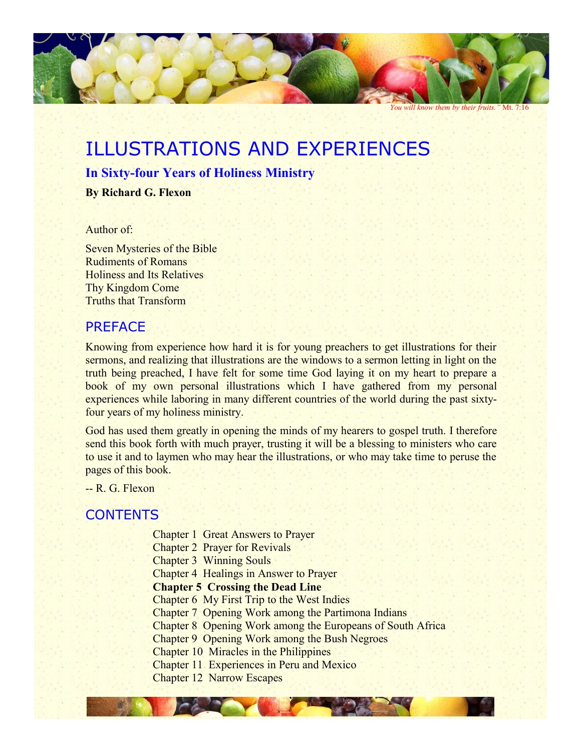*You will know them by their fruits."* Mt. 7:16

# ILLUSTRATIONS AND EXPERIENCES

### In Sixty-four Years of Holiness Ministry

**By Richard G. Flexon**

Author of:

Seven Mysteries of the Bible
Rudiments of Romans
Holiness and Its Relatives
Thy Kingdom Come
Truths that Transform

## PREFACE

Knowing from experience how hard it is for young preachers to get illustrations for their sermons, and realizing that illustrations are the windows to a sermon letting in light on the truth being preached, I have felt for some time God laying it on my heart to prepare a book of my own personal illustrations which I have gathered from my personal experiences while laboring in many different countries of the world during the past sixty-four years of my holiness ministry.

God has used them greatly in opening the minds of my hearers to gospel truth. I therefore send this book forth with much prayer, trusting it will be a blessing to ministers who care to use it and to laymen who may hear the illustrations, or who may take time to peruse the pages of this book.

-- R. G. Flexon

## CONTENTS

Chapter 1 Great Answers to Prayer
Chapter 2 Prayer for Revivals
Chapter 3 Winning Souls
Chapter 4 Healings in Answer to Prayer
**Chapter 5 Crossing the Dead Line**
Chapter 6 My First Trip to the West Indies
Chapter 7 Opening Work among the Partimona Indians
Chapter 8 Opening Work among the Europeans of South Africa
Chapter 9 Opening Work among the Bush Negroes
Chapter 10 Miracles in the Philippines
Chapter 11 Experiences in Peru and Mexico
Chapter 12 Narrow Escapes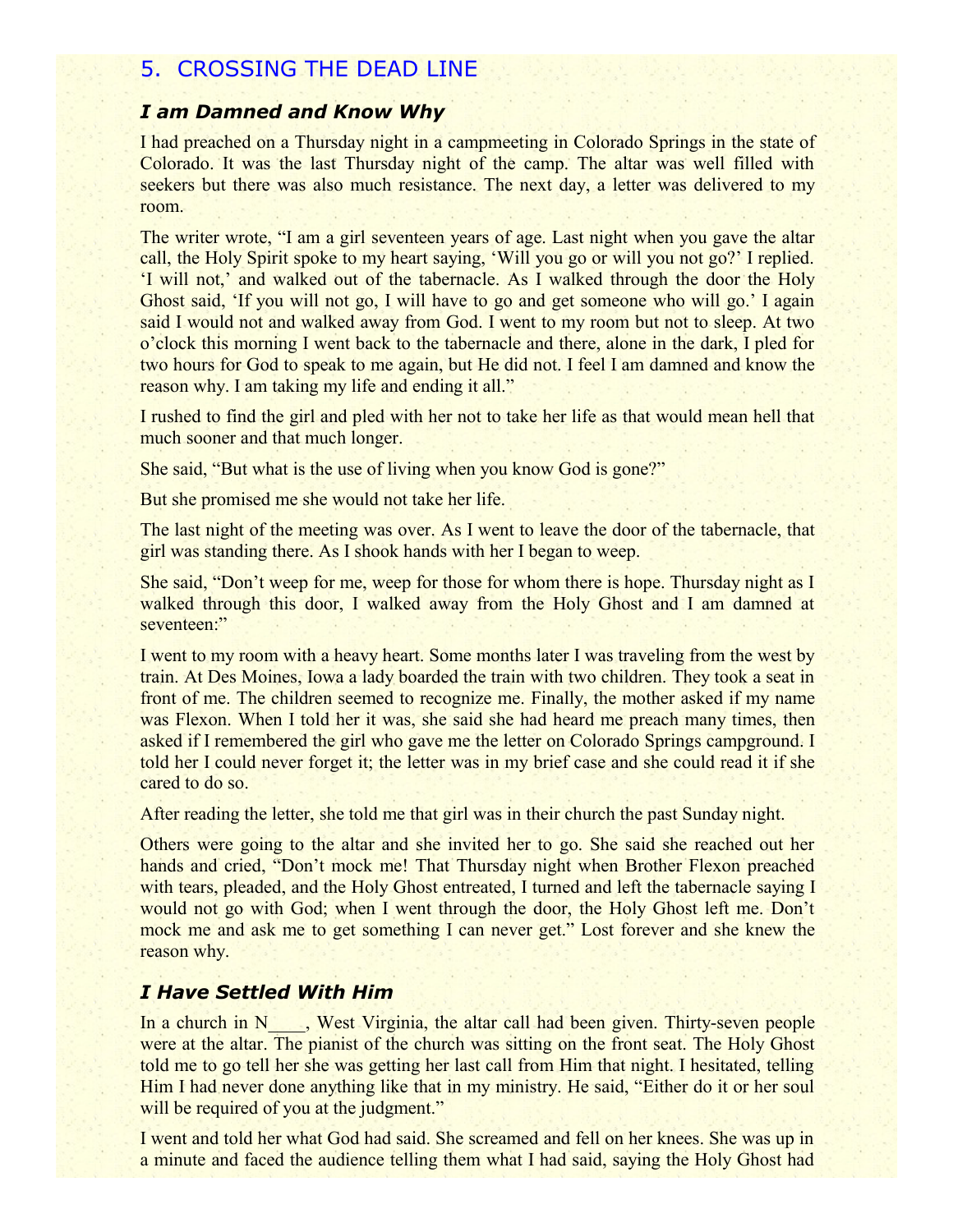## 5. CROSSING THE DEAD LINE

### *I am Damned and Know Why*

I had preached on a Thursday night in a campmeeting in Colorado Springs in the state of Colorado. It was the last Thursday night of the camp. The altar was well filled with seekers but there was also much resistance. The next day, a letter was delivered to my room.

The writer wrote, "I am a girl seventeen years of age. Last night when you gave the altar call, the Holy Spirit spoke to my heart saying, 'Will you go or will you not go?' I replied. 'I will not,' and walked out of the tabernacle. As I walked through the door the Holy Ghost said, 'If you will not go, I will have to go and get someone who will go.' I again said I would not and walked away from God. I went to my room but not to sleep. At two o'clock this morning I went back to the tabernacle and there, alone in the dark, I pled for two hours for God to speak to me again, but He did not. I feel I am damned and know the reason why. I am taking my life and ending it all."

I rushed to find the girl and pled with her not to take her life as that would mean hell that much sooner and that much longer.

She said, "But what is the use of living when you know God is gone?"

But she promised me she would not take her life.

The last night of the meeting was over. As I went to leave the door of the tabernacle, that girl was standing there. As I shook hands with her I began to weep.

She said, "Don't weep for me, weep for those for whom there is hope. Thursday night as I walked through this door, I walked away from the Holy Ghost and I am damned at seventeen:"

I went to my room with a heavy heart. Some months later I was traveling from the west by train. At Des Moines, Iowa a lady boarded the train with two children. They took a seat in front of me. The children seemed to recognize me. Finally, the mother asked if my name was Flexon. When I told her it was, she said she had heard me preach many times, then asked if I remembered the girl who gave me the letter on Colorado Springs campground. I told her I could never forget it; the letter was in my brief case and she could read it if she cared to do so.

After reading the letter, she told me that girl was in their church the past Sunday night.

Others were going to the altar and she invited her to go. She said she reached out her hands and cried, "Don't mock me! That Thursday night when Brother Flexon preached with tears, pleaded, and the Holy Ghost entreated, I turned and left the tabernacle saying I would not go with God; when I went through the door, the Holy Ghost left me. Don't mock me and ask me to get something I can never get." Lost forever and she knew the reason why.

### *I Have Settled With Him*

In a church in N____, West Virginia, the altar call had been given. Thirty-seven people were at the altar. The pianist of the church was sitting on the front seat. The Holy Ghost told me to go tell her she was getting her last call from Him that night. I hesitated, telling Him I had never done anything like that in my ministry. He said, "Either do it or her soul will be required of you at the judgment."

I went and told her what God had said. She screamed and fell on her knees. She was up in a minute and faced the audience telling them what I had said, saying the Holy Ghost had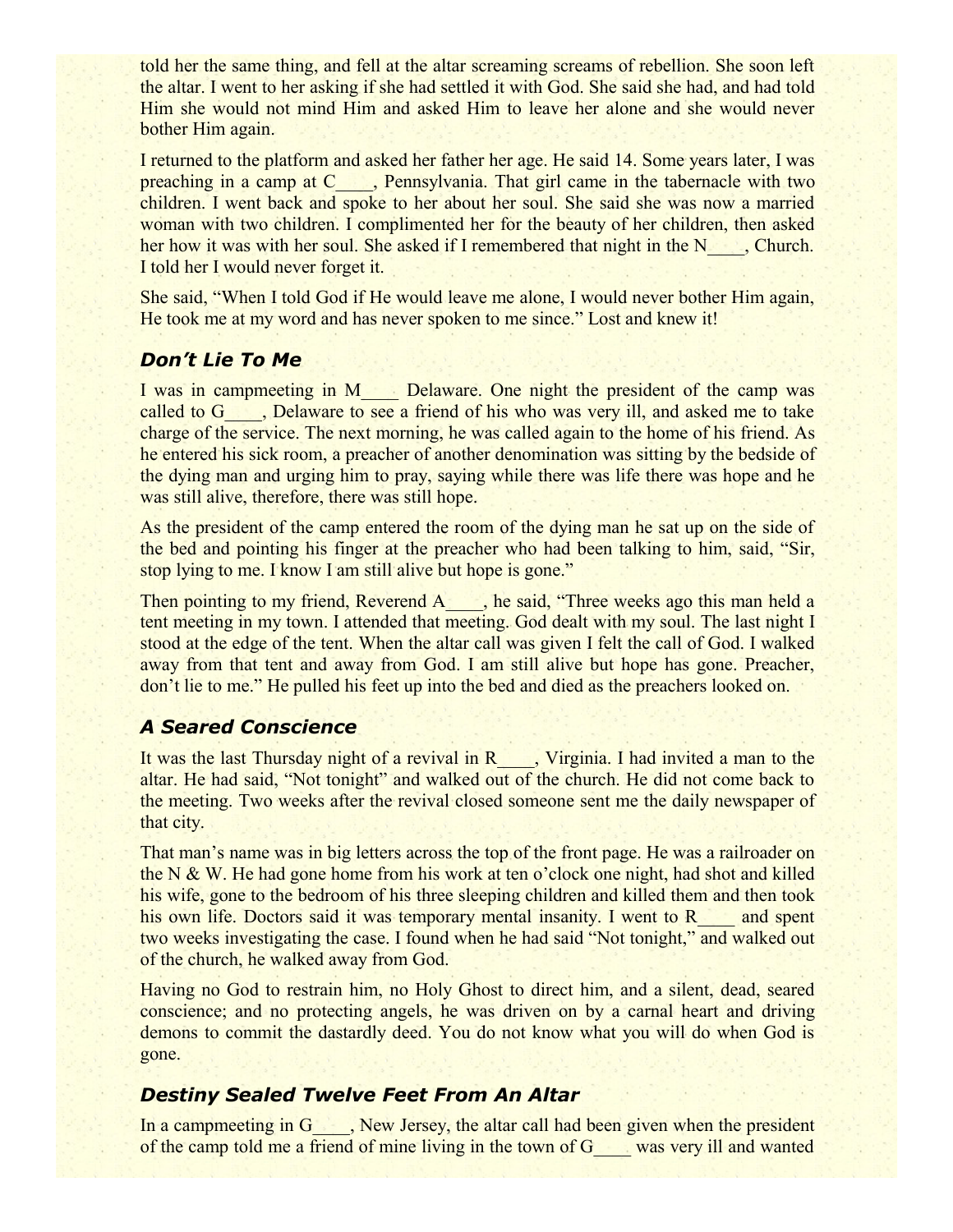told her the same thing, and fell at the altar screaming screams of rebellion. She soon left the altar. I went to her asking if she had settled it with God. She said she had, and had told Him she would not mind Him and asked Him to leave her alone and she would never bother Him again.

I returned to the platform and asked her father her age. He said 14. Some years later, I was preaching in a camp at C____, Pennsylvania. That girl came in the tabernacle with two children. I went back and spoke to her about her soul. She said she was now a married woman with two children. I complimented her for the beauty of her children, then asked her how it was with her soul. She asked if I remembered that night in the N____, Church. I told her I would never forget it.

She said, "When I told God if He would leave me alone, I would never bother Him again, He took me at my word and has never spoken to me since." Lost and knew it!

### *Don't Lie To Me*

I was in campmeeting in M____ Delaware. One night the president of the camp was called to G____, Delaware to see a friend of his who was very ill, and asked me to take charge of the service. The next morning, he was called again to the home of his friend. As he entered his sick room, a preacher of another denomination was sitting by the bedside of the dying man and urging him to pray, saying while there was life there was hope and he was still alive, therefore, there was still hope.

As the president of the camp entered the room of the dying man he sat up on the side of the bed and pointing his finger at the preacher who had been talking to him, said, "Sir, stop lying to me. I know I am still alive but hope is gone."

Then pointing to my friend, Reverend A____, he said, "Three weeks ago this man held a tent meeting in my town. I attended that meeting. God dealt with my soul. The last night I stood at the edge of the tent. When the altar call was given I felt the call of God. I walked away from that tent and away from God. I am still alive but hope has gone. Preacher, don't lie to me." He pulled his feet up into the bed and died as the preachers looked on.

### *A Seared Conscience*

It was the last Thursday night of a revival in R____, Virginia. I had invited a man to the altar. He had said, "Not tonight" and walked out of the church. He did not come back to the meeting. Two weeks after the revival closed someone sent me the daily newspaper of that city.

That man's name was in big letters across the top of the front page. He was a railroader on the N & W. He had gone home from his work at ten o'clock one night, had shot and killed his wife, gone to the bedroom of his three sleeping children and killed them and then took his own life. Doctors said it was temporary mental insanity. I went to R____ and spent two weeks investigating the case. I found when he had said "Not tonight," and walked out of the church, he walked away from God.

Having no God to restrain him, no Holy Ghost to direct him, and a silent, dead, seared conscience; and no protecting angels, he was driven on by a carnal heart and driving demons to commit the dastardly deed. You do not know what you will do when God is gone.

### *Destiny Sealed Twelve Feet From An Altar*

In a campmeeting in G____, New Jersey, the altar call had been given when the president of the camp told me a friend of mine living in the town of G____ was very ill and wanted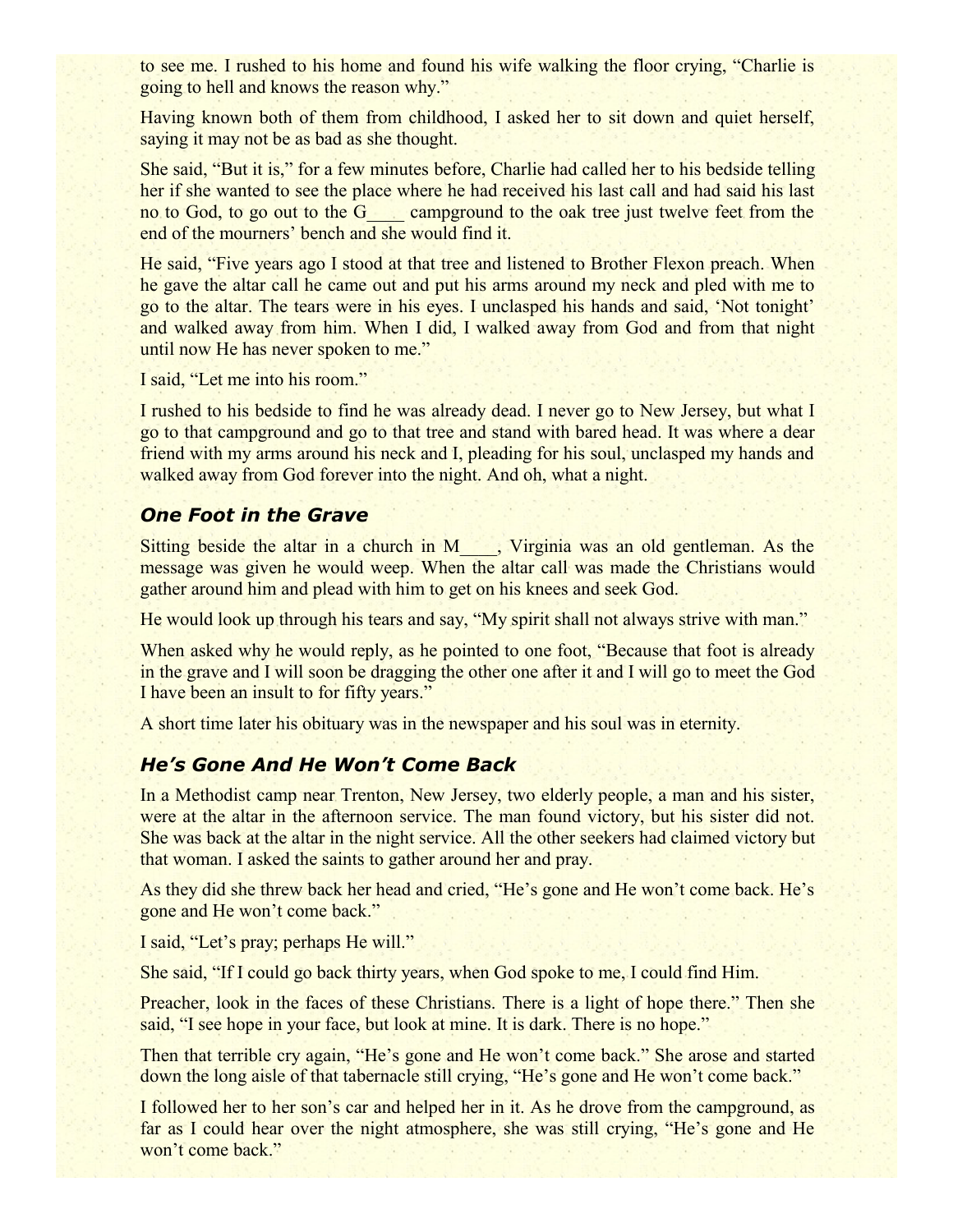to see me. I rushed to his home and found his wife walking the floor crying, "Charlie is going to hell and knows the reason why."

Having known both of them from childhood, I asked her to sit down and quiet herself, saying it may not be as bad as she thought.

She said, "But it is," for a few minutes before, Charlie had called her to his bedside telling her if she wanted to see the place where he had received his last call and had said his last no to God, to go out to the G____ campground to the oak tree just twelve feet from the end of the mourners' bench and she would find it.

He said, "Five years ago I stood at that tree and listened to Brother Flexon preach. When he gave the altar call he came out and put his arms around my neck and pled with me to go to the altar. The tears were in his eyes. I unclasped his hands and said, 'Not tonight' and walked away from him. When I did, I walked away from God and from that night until now He has never spoken to me."

I said, "Let me into his room."

I rushed to his bedside to find he was already dead. I never go to New Jersey, but what I go to that campground and go to that tree and stand with bared head. It was where a dear friend with my arms around his neck and I, pleading for his soul, unclasped my hands and walked away from God forever into the night. And oh, what a night.

### *One Foot in the Grave*

Sitting beside the altar in a church in M____, Virginia was an old gentleman. As the message was given he would weep. When the altar call was made the Christians would gather around him and plead with him to get on his knees and seek God.

He would look up through his tears and say, "My spirit shall not always strive with man."

When asked why he would reply, as he pointed to one foot, "Because that foot is already in the grave and I will soon be dragging the other one after it and I will go to meet the God I have been an insult to for fifty years."

A short time later his obituary was in the newspaper and his soul was in eternity.

### *He's Gone And He Won't Come Back*

In a Methodist camp near Trenton, New Jersey, two elderly people, a man and his sister, were at the altar in the afternoon service. The man found victory, but his sister did not. She was back at the altar in the night service. All the other seekers had claimed victory but that woman. I asked the saints to gather around her and pray.

As they did she threw back her head and cried, "He's gone and He won't come back. He's gone and He won't come back."

I said, "Let's pray; perhaps He will."

She said, "If I could go back thirty years, when God spoke to me, I could find Him.

Preacher, look in the faces of these Christians. There is a light of hope there." Then she said, "I see hope in your face, but look at mine. It is dark. There is no hope."

Then that terrible cry again, "He's gone and He won't come back." She arose and started down the long aisle of that tabernacle still crying, "He's gone and He won't come back."

I followed her to her son's car and helped her in it. As he drove from the campground, as far as I could hear over the night atmosphere, she was still crying, "He's gone and He won't come back."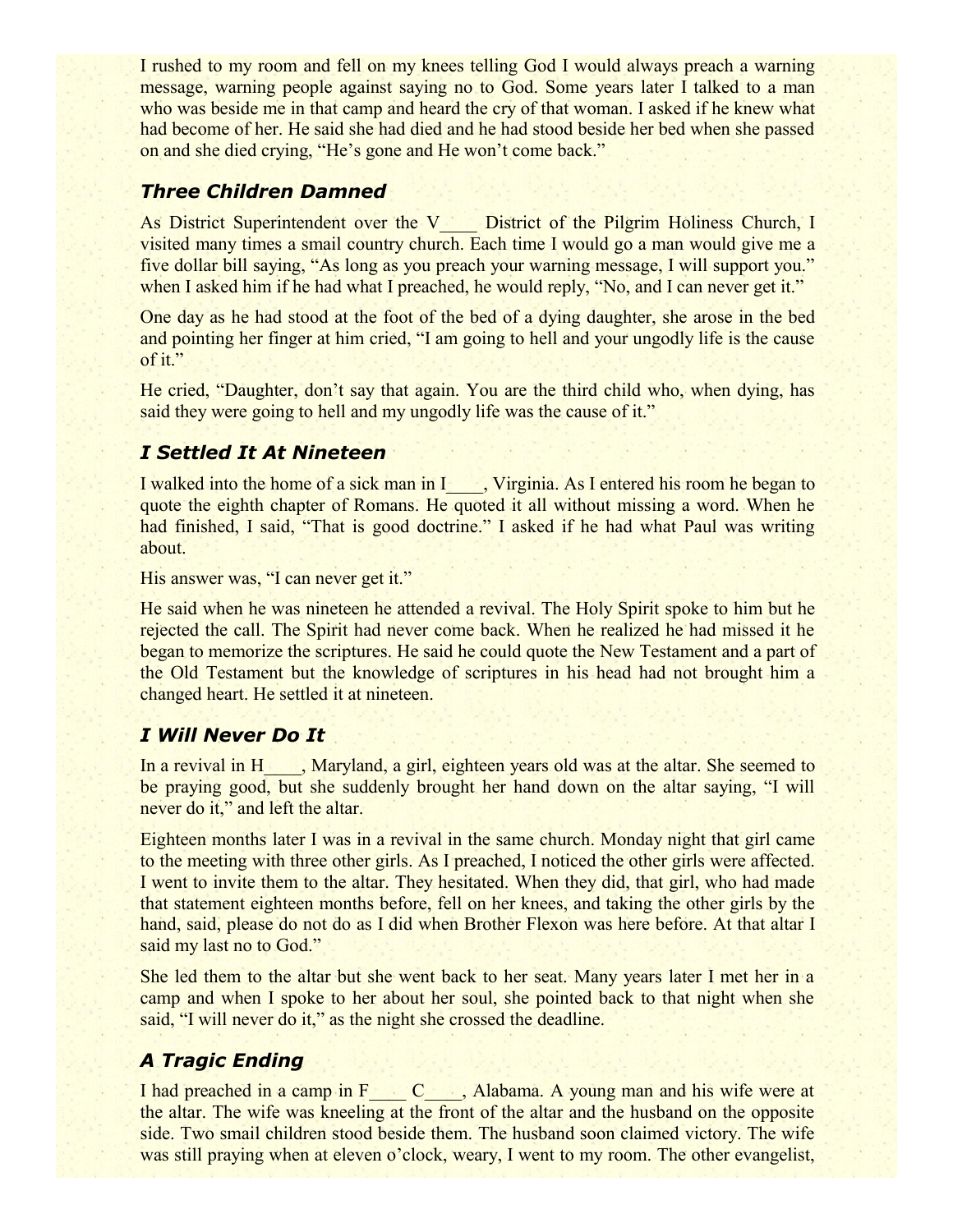I rushed to my room and fell on my knees telling God I would always preach a warning message, warning people against saying no to God. Some years later I talked to a man who was beside me in that camp and heard the cry of that woman. I asked if he knew what had become of her. He said she had died and he had stood beside her bed when she passed on and she died crying, "He's gone and He won't come back."

### *Three Children Damned*

As District Superintendent over the V____ District of the Pilgrim Holiness Church, I visited many times a smail country church. Each time I would go a man would give me a five dollar bill saying, "As long as you preach your warning message, I will support you." when I asked him if he had what I preached, he would reply, "No, and I can never get it."

One day as he had stood at the foot of the bed of a dying daughter, she arose in the bed and pointing her finger at him cried, "I am going to hell and your ungodly life is the cause of it."

He cried, "Daughter, don't say that again. You are the third child who, when dying, has said they were going to hell and my ungodly life was the cause of it."

### *I Settled It At Nineteen*

I walked into the home of a sick man in I____, Virginia. As I entered his room he began to quote the eighth chapter of Romans. He quoted it all without missing a word. When he had finished, I said, "That is good doctrine." I asked if he had what Paul was writing about.

His answer was, "I can never get it."

He said when he was nineteen he attended a revival. The Holy Spirit spoke to him but he rejected the call. The Spirit had never come back. When he realized he had missed it he began to memorize the scriptures. He said he could quote the New Testament and a part of the Old Testament but the knowledge of scriptures in his head had not brought him a changed heart. He settled it at nineteen.

### *I Will Never Do It*

In a revival in H____, Maryland, a girl, eighteen years old was at the altar. She seemed to be praying good, but she suddenly brought her hand down on the altar saying, "I will never do it," and left the altar.

Eighteen months later I was in a revival in the same church. Monday night that girl came to the meeting with three other girls. As I preached, I noticed the other girls were affected. I went to invite them to the altar. They hesitated. When they did, that girl, who had made that statement eighteen months before, fell on her knees, and taking the other girls by the hand, said, please do not do as I did when Brother Flexon was here before. At that altar I said my last no to God."

She led them to the altar but she went back to her seat. Many years later I met her in a camp and when I spoke to her about her soul, she pointed back to that night when she said, "I will never do it," as the night she crossed the deadline.

### *A Tragic Ending*

I had preached in a camp in F____ C____, Alabama. A young man and his wife were at the altar. The wife was kneeling at the front of the altar and the husband on the opposite side. Two smail children stood beside them. The husband soon claimed victory. The wife was still praying when at eleven o'clock, weary, I went to my room. The other evangelist,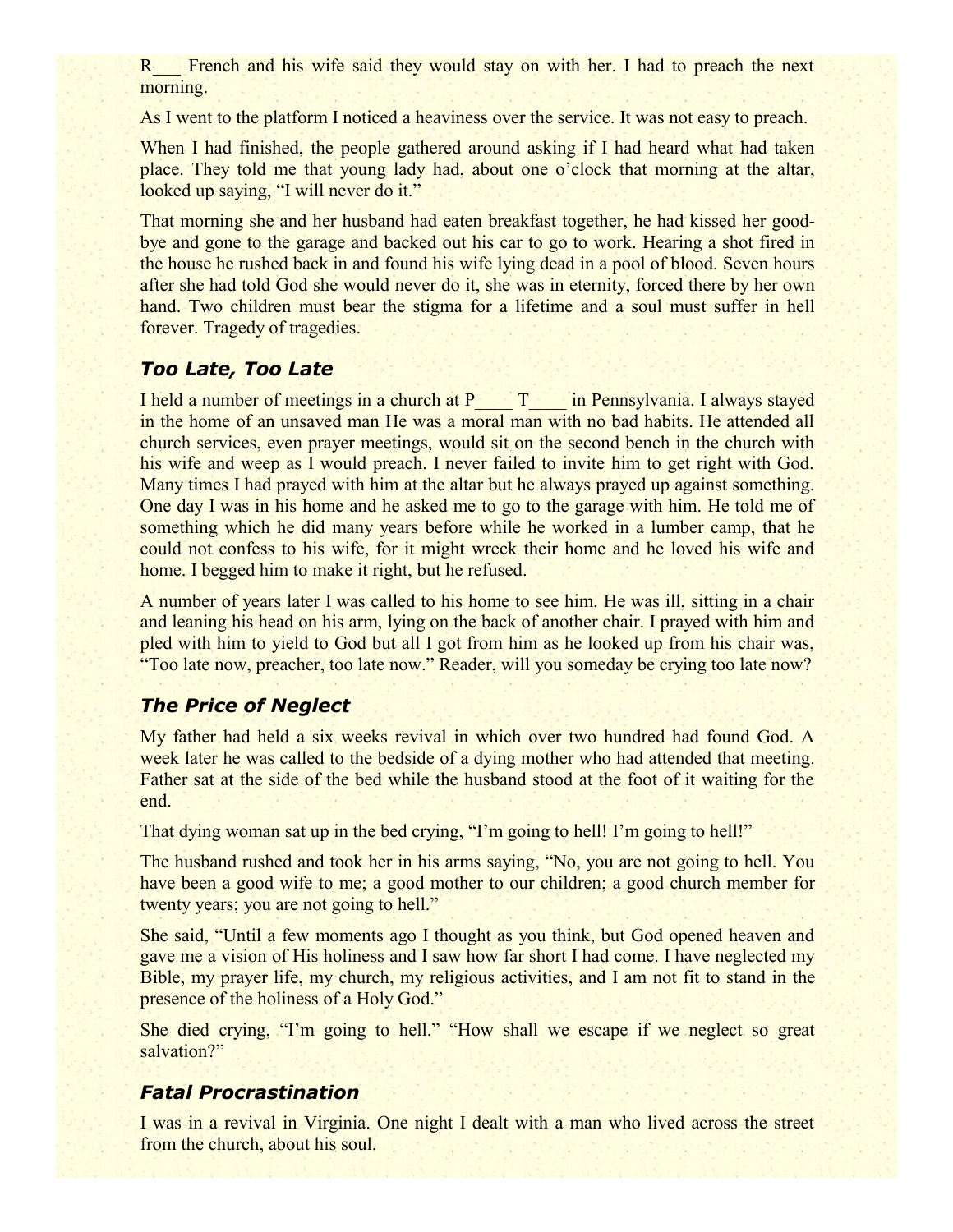R___ French and his wife said they would stay on with her. I had to preach the next morning.

As I went to the platform I noticed a heaviness over the service. It was not easy to preach.

When I had finished, the people gathered around asking if I had heard what had taken place. They told me that young lady had, about one o'clock that morning at the altar, looked up saying, "I will never do it."

That morning she and her husband had eaten breakfast together, he had kissed her good-bye and gone to the garage and backed out his car to go to work. Hearing a shot fired in the house he rushed back in and found his wife lying dead in a pool of blood. Seven hours after she had told God she would never do it, she was in eternity, forced there by her own hand. Two children must bear the stigma for a lifetime and a soul must suffer in hell forever. Tragedy of tragedies.

### *Too Late, Too Late*

I held a number of meetings in a church at P____ T____ in Pennsylvania. I always stayed in the home of an unsaved man He was a moral man with no bad habits. He attended all church services, even prayer meetings, would sit on the second bench in the church with his wife and weep as I would preach. I never failed to invite him to get right with God. Many times I had prayed with him at the altar but he always prayed up against something. One day I was in his home and he asked me to go to the garage with him. He told me of something which he did many years before while he worked in a lumber camp, that he could not confess to his wife, for it might wreck their home and he loved his wife and home. I begged him to make it right, but he refused.

A number of years later I was called to his home to see him. He was ill, sitting in a chair and leaning his head on his arm, lying on the back of another chair. I prayed with him and pled with him to yield to God but all I got from him as he looked up from his chair was, "Too late now, preacher, too late now." Reader, will you someday be crying too late now?

### *The Price of Neglect*

My father had held a six weeks revival in which over two hundred had found God. A week later he was called to the bedside of a dying mother who had attended that meeting. Father sat at the side of the bed while the husband stood at the foot of it waiting for the end.

That dying woman sat up in the bed crying, "I'm going to hell! I'm going to hell!"

The husband rushed and took her in his arms saying, "No, you are not going to hell. You have been a good wife to me; a good mother to our children; a good church member for twenty years; you are not going to hell."

She said, "Until a few moments ago I thought as you think, but God opened heaven and gave me a vision of His holiness and I saw how far short I had come. I have neglected my Bible, my prayer life, my church, my religious activities, and I am not fit to stand in the presence of the holiness of a Holy God."

She died crying, "I'm going to hell." "How shall we escape if we neglect so great salvation?"

### *Fatal Procrastination*

I was in a revival in Virginia. One night I dealt with a man who lived across the street from the church, about his soul.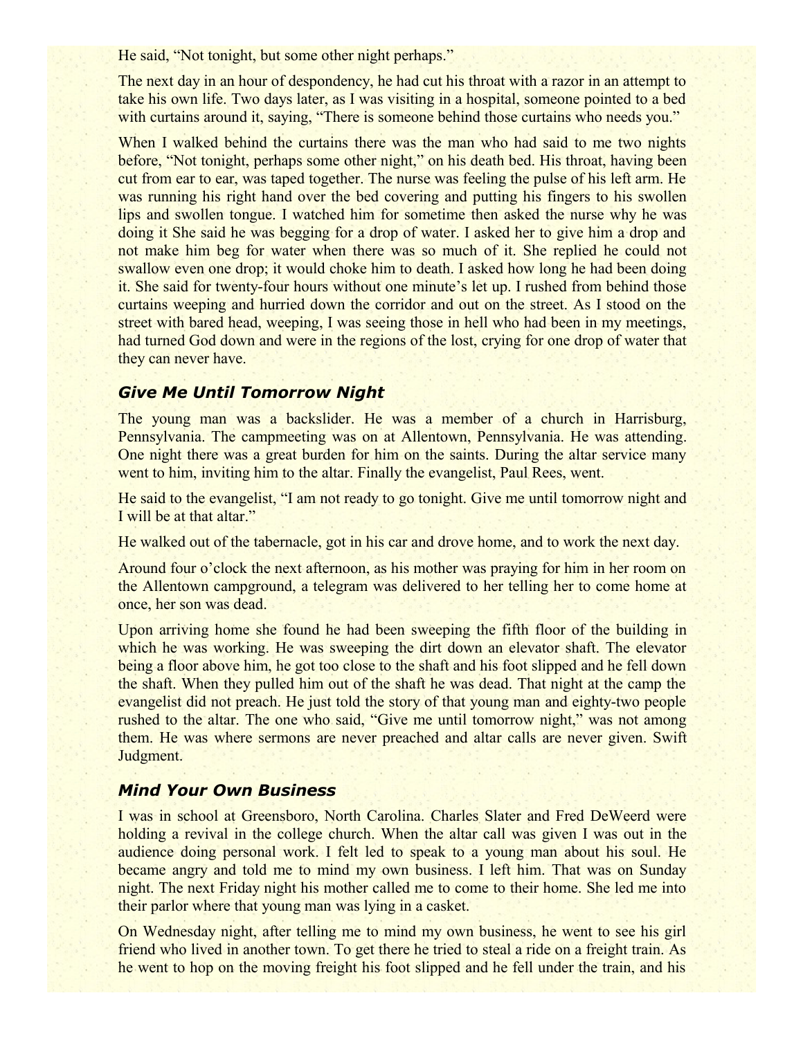He said, "Not tonight, but some other night perhaps."

The next day in an hour of despondency, he had cut his throat with a razor in an attempt to take his own life. Two days later, as I was visiting in a hospital, someone pointed to a bed with curtains around it, saying, "There is someone behind those curtains who needs you."

When I walked behind the curtains there was the man who had said to me two nights before, "Not tonight, perhaps some other night," on his death bed. His throat, having been cut from ear to ear, was taped together. The nurse was feeling the pulse of his left arm. He was running his right hand over the bed covering and putting his fingers to his swollen lips and swollen tongue. I watched him for sometime then asked the nurse why he was doing it She said he was begging for a drop of water. I asked her to give him a drop and not make him beg for water when there was so much of it. She replied he could not swallow even one drop; it would choke him to death. I asked how long he had been doing it. She said for twenty-four hours without one minute's let up. I rushed from behind those curtains weeping and hurried down the corridor and out on the street. As I stood on the street with bared head, weeping, I was seeing those in hell who had been in my meetings, had turned God down and were in the regions of the lost, crying for one drop of water that they can never have.

### *Give Me Until Tomorrow Night*

The young man was a backslider. He was a member of a church in Harrisburg, Pennsylvania. The campmeeting was on at Allentown, Pennsylvania. He was attending. One night there was a great burden for him on the saints. During the altar service many went to him, inviting him to the altar. Finally the evangelist, Paul Rees, went.

He said to the evangelist, "I am not ready to go tonight. Give me until tomorrow night and I will be at that altar."

He walked out of the tabernacle, got in his car and drove home, and to work the next day.

Around four o'clock the next afternoon, as his mother was praying for him in her room on the Allentown campground, a telegram was delivered to her telling her to come home at once, her son was dead.

Upon arriving home she found he had been sweeping the fifth floor of the building in which he was working. He was sweeping the dirt down an elevator shaft. The elevator being a floor above him, he got too close to the shaft and his foot slipped and he fell down the shaft. When they pulled him out of the shaft he was dead. That night at the camp the evangelist did not preach. He just told the story of that young man and eighty-two people rushed to the altar. The one who said, "Give me until tomorrow night," was not among them. He was where sermons are never preached and altar calls are never given. Swift Judgment.

### *Mind Your Own Business*

I was in school at Greensboro, North Carolina. Charles Slater and Fred DeWeerd were holding a revival in the college church. When the altar call was given I was out in the audience doing personal work. I felt led to speak to a young man about his soul. He became angry and told me to mind my own business. I left him. That was on Sunday night. The next Friday night his mother called me to come to their home. She led me into their parlor where that young man was lying in a casket.

On Wednesday night, after telling me to mind my own business, he went to see his girl friend who lived in another town. To get there he tried to steal a ride on a freight train. As he went to hop on the moving freight his foot slipped and he fell under the train, and his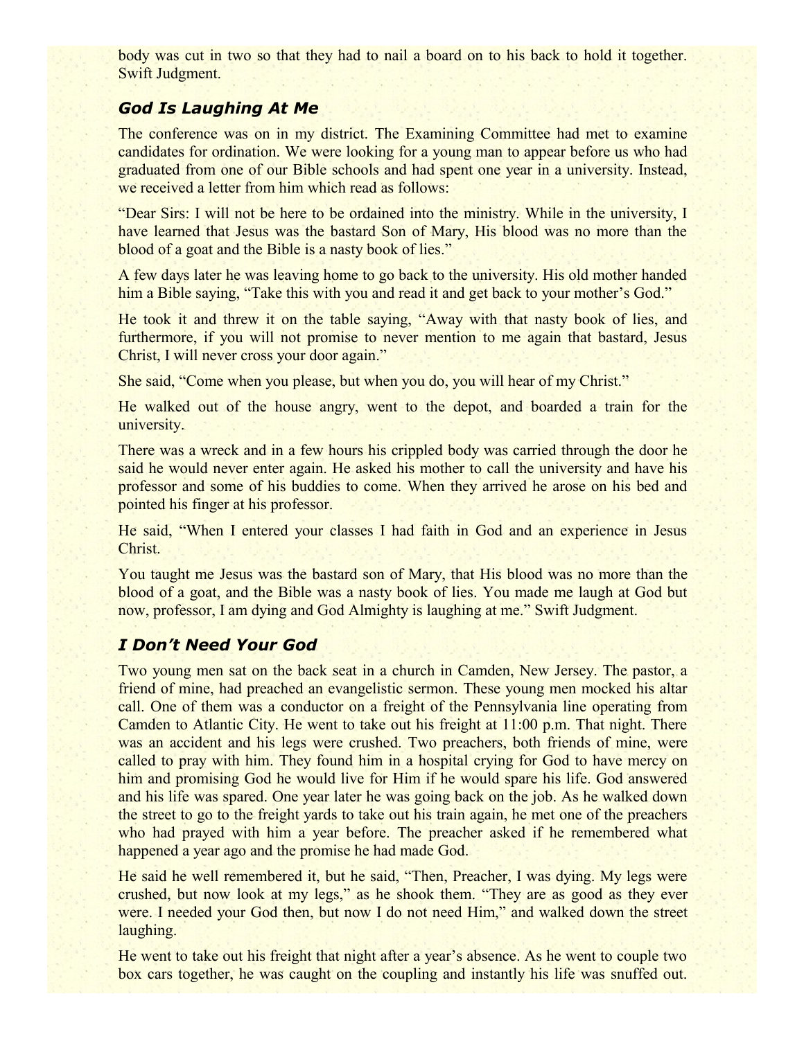body was cut in two so that they had to nail a board on to his back to hold it together. Swift Judgment.

### *God Is Laughing At Me*

The conference was on in my district. The Examining Committee had met to examine candidates for ordination. We were looking for a young man to appear before us who had graduated from one of our Bible schools and had spent one year in a university. Instead, we received a letter from him which read as follows:

"Dear Sirs: I will not be here to be ordained into the ministry. While in the university, I have learned that Jesus was the bastard Son of Mary, His blood was no more than the blood of a goat and the Bible is a nasty book of lies."

A few days later he was leaving home to go back to the university. His old mother handed him a Bible saying, "Take this with you and read it and get back to your mother's God."

He took it and threw it on the table saying, "Away with that nasty book of lies, and furthermore, if you will not promise to never mention to me again that bastard, Jesus Christ, I will never cross your door again."

She said, "Come when you please, but when you do, you will hear of my Christ."

He walked out of the house angry, went to the depot, and boarded a train for the university.

There was a wreck and in a few hours his crippled body was carried through the door he said he would never enter again. He asked his mother to call the university and have his professor and some of his buddies to come. When they arrived he arose on his bed and pointed his finger at his professor.

He said, "When I entered your classes I had faith in God and an experience in Jesus Christ.

You taught me Jesus was the bastard son of Mary, that His blood was no more than the blood of a goat, and the Bible was a nasty book of lies. You made me laugh at God but now, professor, I am dying and God Almighty is laughing at me." Swift Judgment.

### *I Don't Need Your God*

Two young men sat on the back seat in a church in Camden, New Jersey. The pastor, a friend of mine, had preached an evangelistic sermon. These young men mocked his altar call. One of them was a conductor on a freight of the Pennsylvania line operating from Camden to Atlantic City. He went to take out his freight at 11:00 p.m. That night. There was an accident and his legs were crushed. Two preachers, both friends of mine, were called to pray with him. They found him in a hospital crying for God to have mercy on him and promising God he would live for Him if he would spare his life. God answered and his life was spared. One year later he was going back on the job. As he walked down the street to go to the freight yards to take out his train again, he met one of the preachers who had prayed with him a year before. The preacher asked if he remembered what happened a year ago and the promise he had made God.

He said he well remembered it, but he said, "Then, Preacher, I was dying. My legs were crushed, but now look at my legs," as he shook them. "They are as good as they ever were. I needed your God then, but now I do not need Him," and walked down the street laughing.

He went to take out his freight that night after a year's absence. As he went to couple two box cars together, he was caught on the coupling and instantly his life was snuffed out.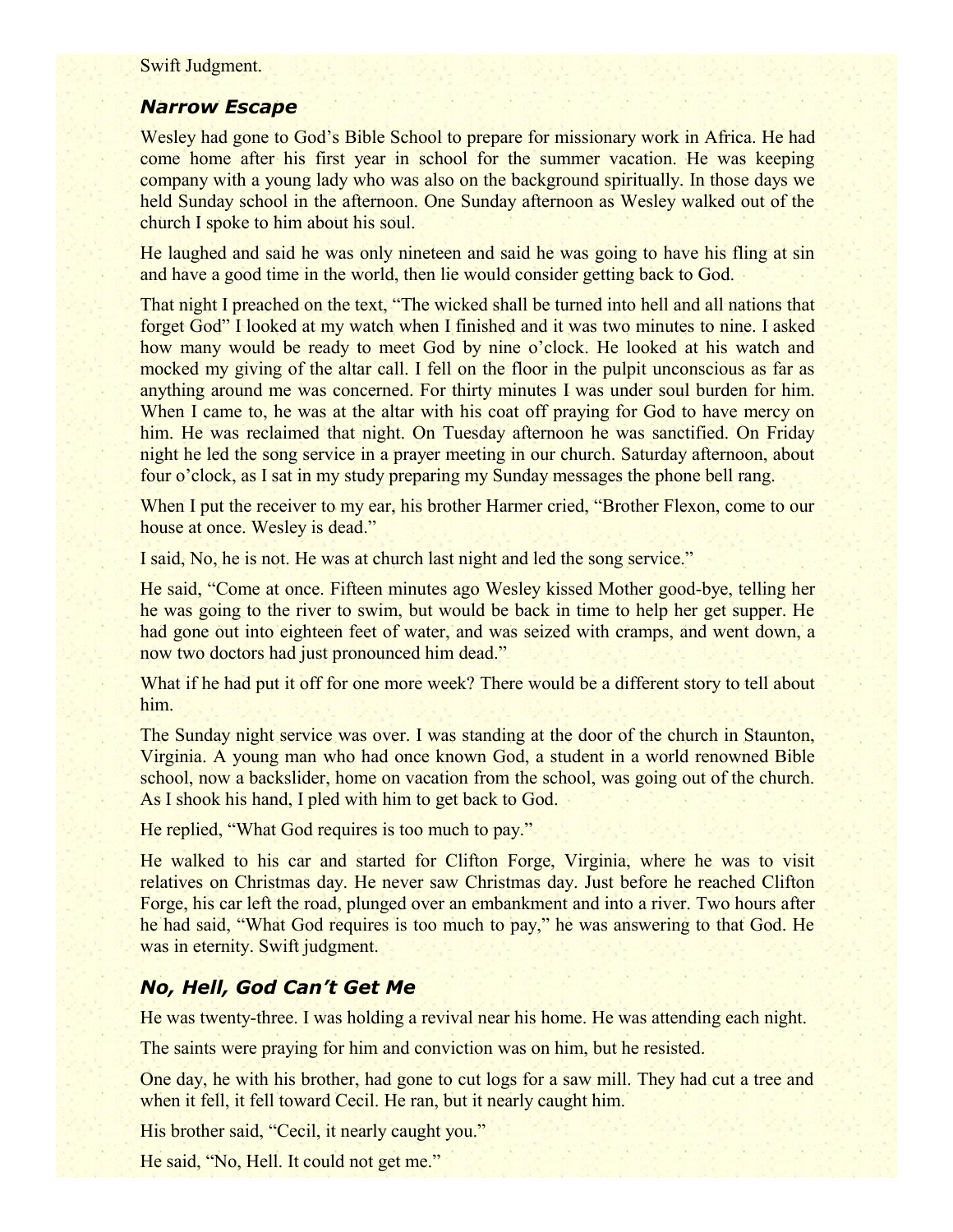Swift Judgment.

### *Narrow Escape*

Wesley had gone to God's Bible School to prepare for missionary work in Africa. He had come home after his first year in school for the summer vacation. He was keeping company with a young lady who was also on the background spiritually. In those days we held Sunday school in the afternoon. One Sunday afternoon as Wesley walked out of the church I spoke to him about his soul.

He laughed and said he was only nineteen and said he was going to have his fling at sin and have a good time in the world, then lie would consider getting back to God.

That night I preached on the text, "The wicked shall be turned into hell and all nations that forget God" I looked at my watch when I finished and it was two minutes to nine. I asked how many would be ready to meet God by nine o'clock. He looked at his watch and mocked my giving of the altar call. I fell on the floor in the pulpit unconscious as far as anything around me was concerned. For thirty minutes I was under soul burden for him. When I came to, he was at the altar with his coat off praying for God to have mercy on him. He was reclaimed that night. On Tuesday afternoon he was sanctified. On Friday night he led the song service in a prayer meeting in our church. Saturday afternoon, about four o'clock, as I sat in my study preparing my Sunday messages the phone bell rang.

When I put the receiver to my ear, his brother Harmer cried, "Brother Flexon, come to our house at once. Wesley is dead."

I said, No, he is not. He was at church last night and led the song service."

He said, "Come at once. Fifteen minutes ago Wesley kissed Mother good-bye, telling her he was going to the river to swim, but would be back in time to help her get supper. He had gone out into eighteen feet of water, and was seized with cramps, and went down, a now two doctors had just pronounced him dead."

What if he had put it off for one more week? There would be a different story to tell about him.

The Sunday night service was over. I was standing at the door of the church in Staunton, Virginia. A young man who had once known God, a student in a world renowned Bible school, now a backslider, home on vacation from the school, was going out of the church. As I shook his hand, I pled with him to get back to God.

He replied, "What God requires is too much to pay."

He walked to his car and started for Clifton Forge, Virginia, where he was to visit relatives on Christmas day. He never saw Christmas day. Just before he reached Clifton Forge, his car left the road, plunged over an embankment and into a river. Two hours after he had said, "What God requires is too much to pay," he was answering to that God. He was in eternity. Swift judgment.

### *No, Hell, God Can't Get Me*

He was twenty-three. I was holding a revival near his home. He was attending each night.

The saints were praying for him and conviction was on him, but he resisted.

One day, he with his brother, had gone to cut logs for a saw mill. They had cut a tree and when it fell, it fell toward Cecil. He ran, but it nearly caught him.

His brother said, "Cecil, it nearly caught you."

He said, "No, Hell. It could not get me."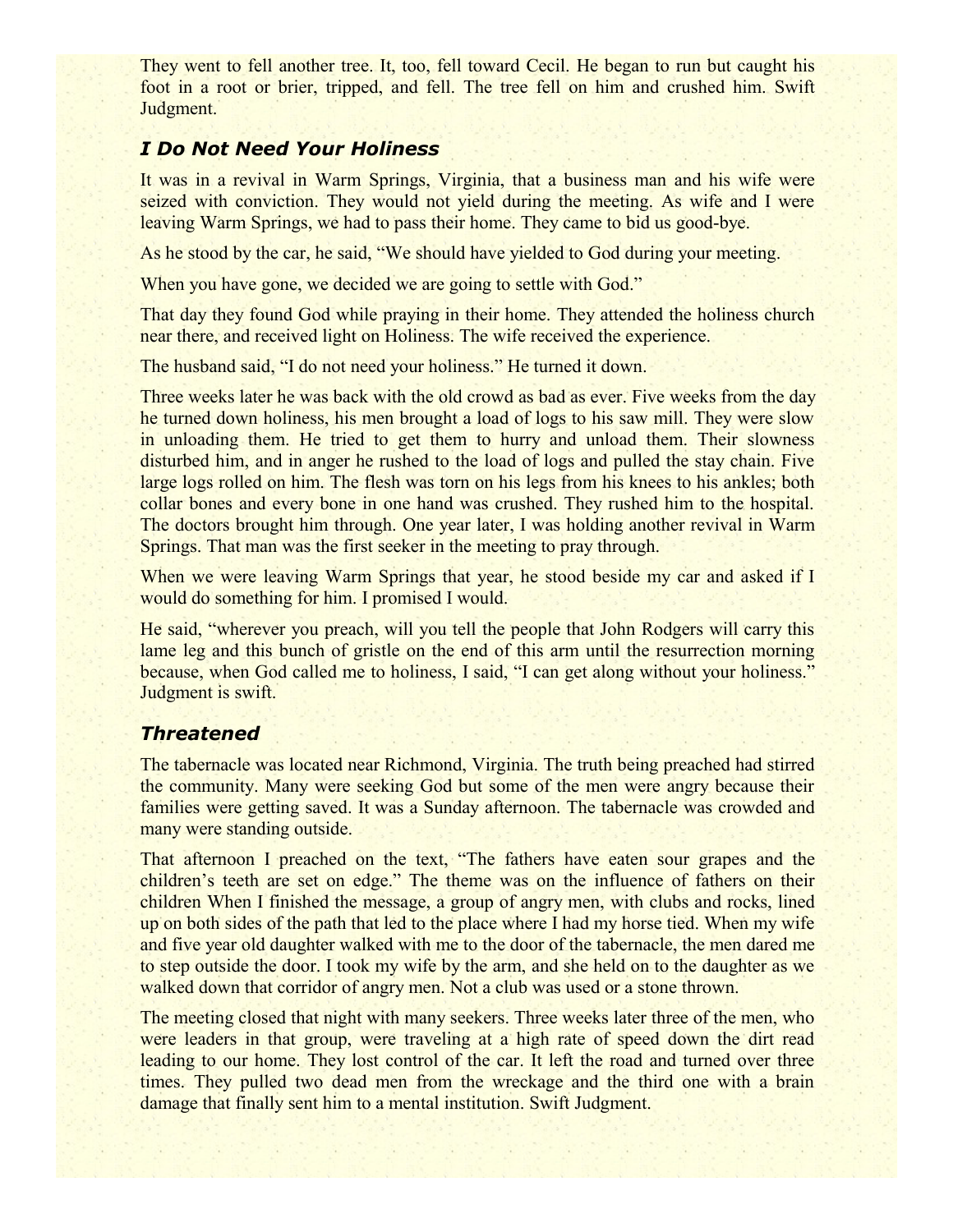They went to fell another tree. It, too, fell toward Cecil. He began to run but caught his foot in a root or brier, tripped, and fell. The tree fell on him and crushed him. Swift Judgment.

### *I Do Not Need Your Holiness*

It was in a revival in Warm Springs, Virginia, that a business man and his wife were seized with conviction. They would not yield during the meeting. As wife and I were leaving Warm Springs, we had to pass their home. They came to bid us good-bye.

As he stood by the car, he said, “We should have yielded to God during your meeting.

When you have gone, we decided we are going to settle with God.”

That day they found God while praying in their home. They attended the holiness church near there, and received light on Holiness. The wife received the experience.

The husband said, “I do not need your holiness.” He turned it down.

Three weeks later he was back with the old crowd as bad as ever. Five weeks from the day he turned down holiness, his men brought a load of logs to his saw mill. They were slow in unloading them. He tried to get them to hurry and unload them. Their slowness disturbed him, and in anger he rushed to the load of logs and pulled the stay chain. Five large logs rolled on him. The flesh was torn on his legs from his knees to his ankles; both collar bones and every bone in one hand was crushed. They rushed him to the hospital. The doctors brought him through. One year later, I was holding another revival in Warm Springs. That man was the first seeker in the meeting to pray through.

When we were leaving Warm Springs that year, he stood beside my car and asked if I would do something for him. I promised I would.

He said, “wherever you preach, will you tell the people that John Rodgers will carry this lame leg and this bunch of gristle on the end of this arm until the resurrection morning because, when God called me to holiness, I said, “I can get along without your holiness.” Judgment is swift.

### *Threatened*

The tabernacle was located near Richmond, Virginia. The truth being preached had stirred the community. Many were seeking God but some of the men were angry because their families were getting saved. It was a Sunday afternoon. The tabernacle was crowded and many were standing outside.

That afternoon I preached on the text, “The fathers have eaten sour grapes and the children’s teeth are set on edge.” The theme was on the influence of fathers on their children When I finished the message, a group of angry men, with clubs and rocks, lined up on both sides of the path that led to the place where I had my horse tied. When my wife and five year old daughter walked with me to the door of the tabernacle, the men dared me to step outside the door. I took my wife by the arm, and she held on to the daughter as we walked down that corridor of angry men. Not a club was used or a stone thrown.

The meeting closed that night with many seekers. Three weeks later three of the men, who were leaders in that group, were traveling at a high rate of speed down the dirt read leading to our home. They lost control of the car. It left the road and turned over three times. They pulled two dead men from the wreckage and the third one with a brain damage that finally sent him to a mental institution. Swift Judgment.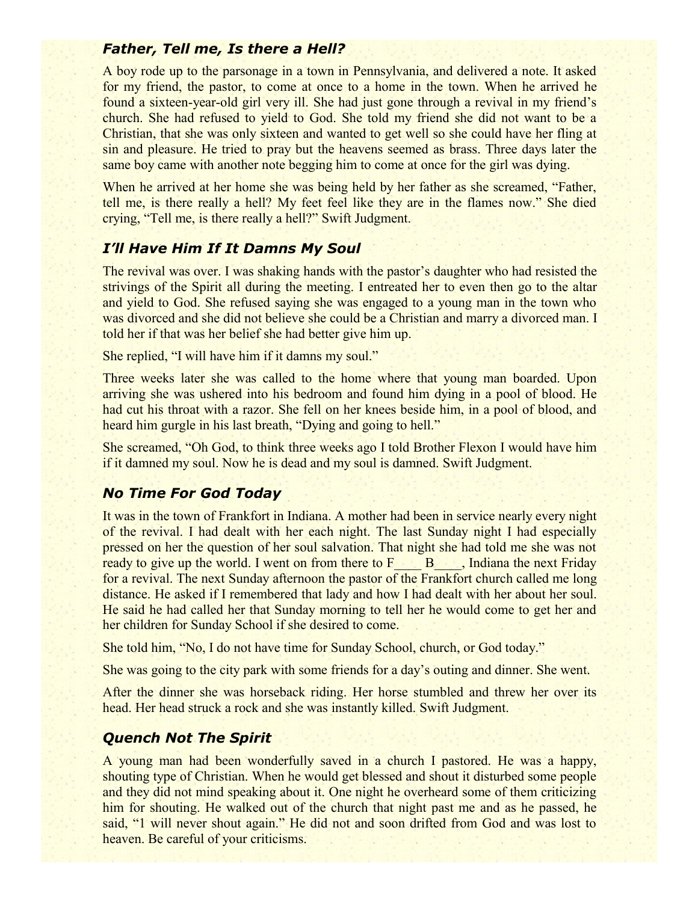### *Father, Tell me, Is there a Hell?*

A boy rode up to the parsonage in a town in Pennsylvania, and delivered a note. It asked for my friend, the pastor, to come at once to a home in the town. When he arrived he found a sixteen-year-old girl very ill. She had just gone through a revival in my friend's church. She had refused to yield to God. She told my friend she did not want to be a Christian, that she was only sixteen and wanted to get well so she could have her fling at sin and pleasure. He tried to pray but the heavens seemed as brass. Three days later the same boy came with another note begging him to come at once for the girl was dying.

When he arrived at her home she was being held by her father as she screamed, "Father, tell me, is there really a hell? My feet feel like they are in the flames now." She died crying, "Tell me, is there really a hell?" Swift Judgment.

### *I'll Have Him If It Damns My Soul*

The revival was over. I was shaking hands with the pastor's daughter who had resisted the strivings of the Spirit all during the meeting. I entreated her to even then go to the altar and yield to God. She refused saying she was engaged to a young man in the town who was divorced and she did not believe she could be a Christian and marry a divorced man. I told her if that was her belief she had better give him up.

She replied, "I will have him if it damns my soul."

Three weeks later she was called to the home where that young man boarded. Upon arriving she was ushered into his bedroom and found him dying in a pool of blood. He had cut his throat with a razor. She fell on her knees beside him, in a pool of blood, and heard him gurgle in his last breath, "Dying and going to hell."

She screamed, "Oh God, to think three weeks ago I told Brother Flexon I would have him if it damned my soul. Now he is dead and my soul is damned. Swift Judgment.

### *No Time For God Today*

It was in the town of Frankfort in Indiana. A mother had been in service nearly every night of the revival. I had dealt with her each night. The last Sunday night I had especially pressed on her the question of her soul salvation. That night she had told me she was not ready to give up the world. I went on from there to F____ B____, Indiana the next Friday for a revival. The next Sunday afternoon the pastor of the Frankfort church called me long distance. He asked if I remembered that lady and how I had dealt with her about her soul. He said he had called her that Sunday morning to tell her he would come to get her and her children for Sunday School if she desired to come.

She told him, "No, I do not have time for Sunday School, church, or God today."

She was going to the city park with some friends for a day's outing and dinner. She went.

After the dinner she was horseback riding. Her horse stumbled and threw her over its head. Her head struck a rock and she was instantly killed. Swift Judgment.

### *Quench Not The Spirit*

A young man had been wonderfully saved in a church I pastored. He was a happy, shouting type of Christian. When he would get blessed and shout it disturbed some people and they did not mind speaking about it. One night he overheard some of them criticizing him for shouting. He walked out of the church that night past me and as he passed, he said, "1 will never shout again." He did not and soon drifted from God and was lost to heaven. Be careful of your criticisms.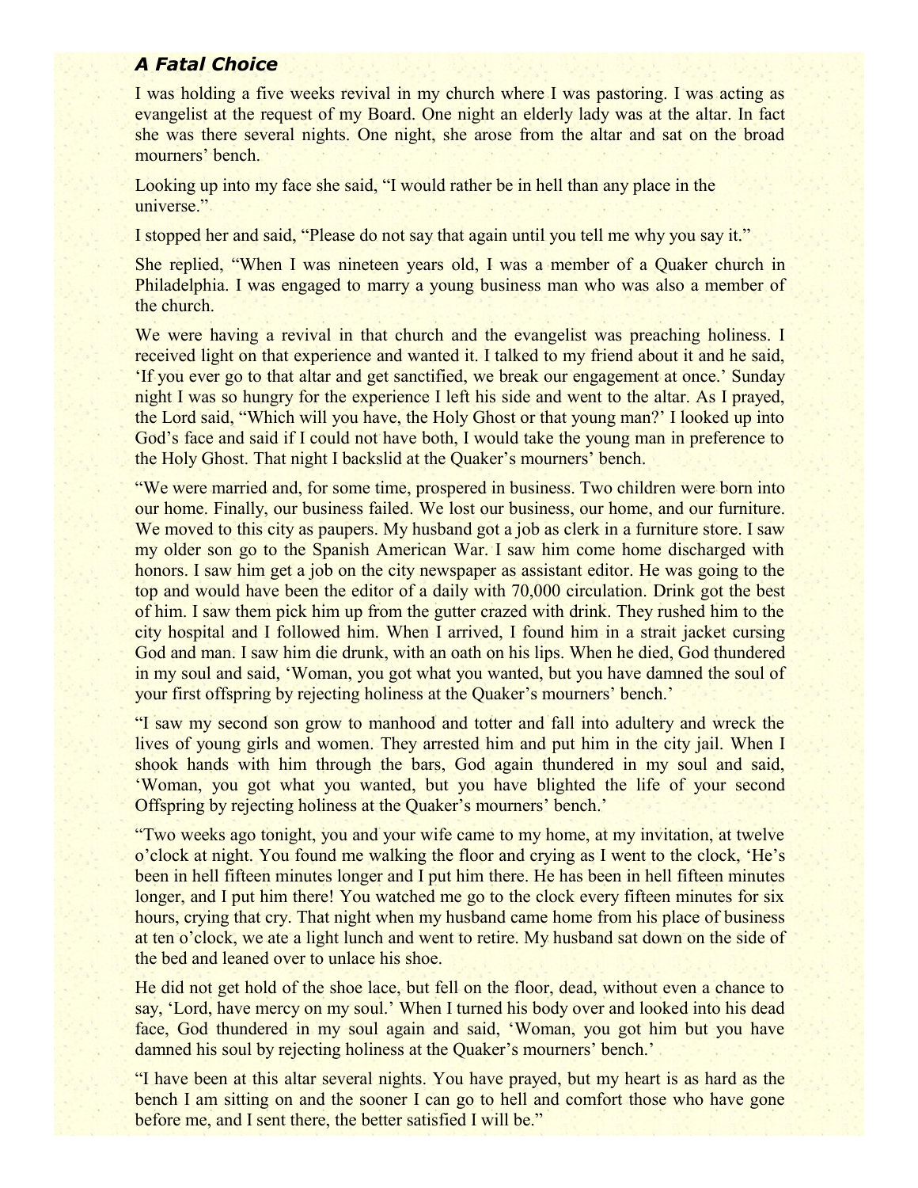### *A Fatal Choice*

I was holding a five weeks revival in my church where I was pastoring. I was acting as evangelist at the request of my Board. One night an elderly lady was at the altar. In fact she was there several nights. One night, she arose from the altar and sat on the broad mourners' bench.

Looking up into my face she said, "I would rather be in hell than any place in the universe."

I stopped her and said, "Please do not say that again until you tell me why you say it."

She replied, "When I was nineteen years old, I was a member of a Quaker church in Philadelphia. I was engaged to marry a young business man who was also a member of the church.

We were having a revival in that church and the evangelist was preaching holiness. I received light on that experience and wanted it. I talked to my friend about it and he said, 'If you ever go to that altar and get sanctified, we break our engagement at once.' Sunday night I was so hungry for the experience I left his side and went to the altar. As I prayed, the Lord said, "Which will you have, the Holy Ghost or that young man?' I looked up into God's face and said if I could not have both, I would take the young man in preference to the Holy Ghost. That night I backslid at the Quaker's mourners' bench.

"We were married and, for some time, prospered in business. Two children were born into our home. Finally, our business failed. We lost our business, our home, and our furniture. We moved to this city as paupers. My husband got a job as clerk in a furniture store. I saw my older son go to the Spanish American War. I saw him come home discharged with honors. I saw him get a job on the city newspaper as assistant editor. He was going to the top and would have been the editor of a daily with 70,000 circulation. Drink got the best of him. I saw them pick him up from the gutter crazed with drink. They rushed him to the city hospital and I followed him. When I arrived, I found him in a strait jacket cursing God and man. I saw him die drunk, with an oath on his lips. When he died, God thundered in my soul and said, 'Woman, you got what you wanted, but you have damned the soul of your first offspring by rejecting holiness at the Quaker's mourners' bench.'

"I saw my second son grow to manhood and totter and fall into adultery and wreck the lives of young girls and women. They arrested him and put him in the city jail. When I shook hands with him through the bars, God again thundered in my soul and said, 'Woman, you got what you wanted, but you have blighted the life of your second Offspring by rejecting holiness at the Quaker's mourners' bench.'

"Two weeks ago tonight, you and your wife came to my home, at my invitation, at twelve o'clock at night. You found me walking the floor and crying as I went to the clock, 'He's been in hell fifteen minutes longer and I put him there. He has been in hell fifteen minutes longer, and I put him there! You watched me go to the clock every fifteen minutes for six hours, crying that cry. That night when my husband came home from his place of business at ten o'clock, we ate a light lunch and went to retire. My husband sat down on the side of the bed and leaned over to unlace his shoe.

He did not get hold of the shoe lace, but fell on the floor, dead, without even a chance to say, 'Lord, have mercy on my soul.' When I turned his body over and looked into his dead face, God thundered in my soul again and said, 'Woman, you got him but you have damned his soul by rejecting holiness at the Quaker's mourners' bench.'

"I have been at this altar several nights. You have prayed, but my heart is as hard as the bench I am sitting on and the sooner I can go to hell and comfort those who have gone before me, and I sent there, the better satisfied I will be."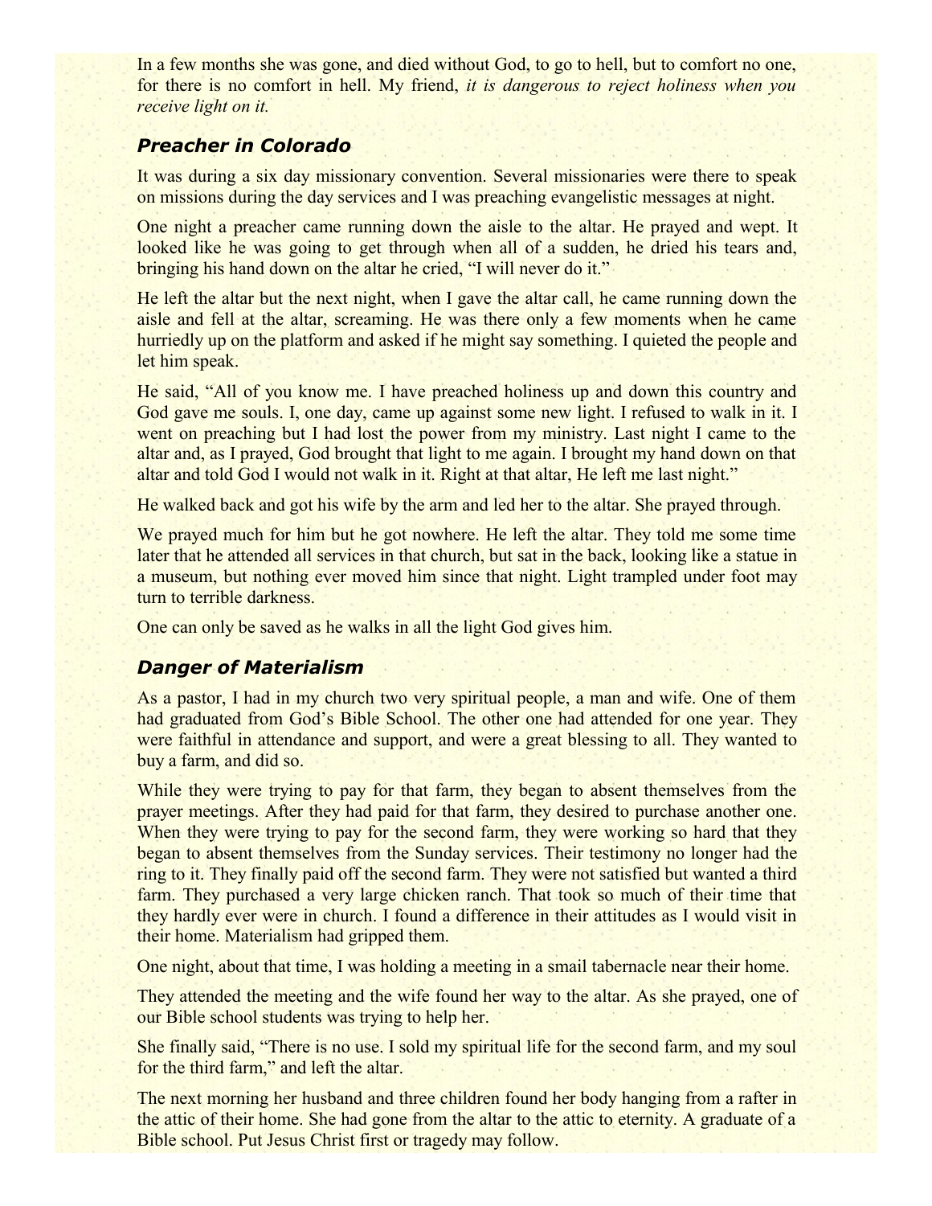In a few months she was gone, and died without God, to go to hell, but to comfort no one, for there is no comfort in hell. My friend, *it is dangerous to reject holiness when you receive light on it.*

### *Preacher in Colorado*

It was during a six day missionary convention. Several missionaries were there to speak on missions during the day services and I was preaching evangelistic messages at night.

One night a preacher came running down the aisle to the altar. He prayed and wept. It looked like he was going to get through when all of a sudden, he dried his tears and, bringing his hand down on the altar he cried, "I will never do it."

He left the altar but the next night, when I gave the altar call, he came running down the aisle and fell at the altar, screaming. He was there only a few moments when he came hurriedly up on the platform and asked if he might say something. I quieted the people and let him speak.

He said, "All of you know me. I have preached holiness up and down this country and God gave me souls. I, one day, came up against some new light. I refused to walk in it. I went on preaching but I had lost the power from my ministry. Last night I came to the altar and, as I prayed, God brought that light to me again. I brought my hand down on that altar and told God I would not walk in it. Right at that altar, He left me last night."

He walked back and got his wife by the arm and led her to the altar. She prayed through.

We prayed much for him but he got nowhere. He left the altar. They told me some time later that he attended all services in that church, but sat in the back, looking like a statue in a museum, but nothing ever moved him since that night. Light trampled under foot may turn to terrible darkness.

One can only be saved as he walks in all the light God gives him.

### *Danger of Materialism*

As a pastor, I had in my church two very spiritual people, a man and wife. One of them had graduated from God's Bible School. The other one had attended for one year. They were faithful in attendance and support, and were a great blessing to all. They wanted to buy a farm, and did so.

While they were trying to pay for that farm, they began to absent themselves from the prayer meetings. After they had paid for that farm, they desired to purchase another one. When they were trying to pay for the second farm, they were working so hard that they began to absent themselves from the Sunday services. Their testimony no longer had the ring to it. They finally paid off the second farm. They were not satisfied but wanted a third farm. They purchased a very large chicken ranch. That took so much of their time that they hardly ever were in church. I found a difference in their attitudes as I would visit in their home. Materialism had gripped them.

One night, about that time, I was holding a meeting in a smail tabernacle near their home.

They attended the meeting and the wife found her way to the altar. As she prayed, one of our Bible school students was trying to help her.

She finally said, "There is no use. I sold my spiritual life for the second farm, and my soul for the third farm," and left the altar.

The next morning her husband and three children found her body hanging from a rafter in the attic of their home. She had gone from the altar to the attic to eternity. A graduate of a Bible school. Put Jesus Christ first or tragedy may follow.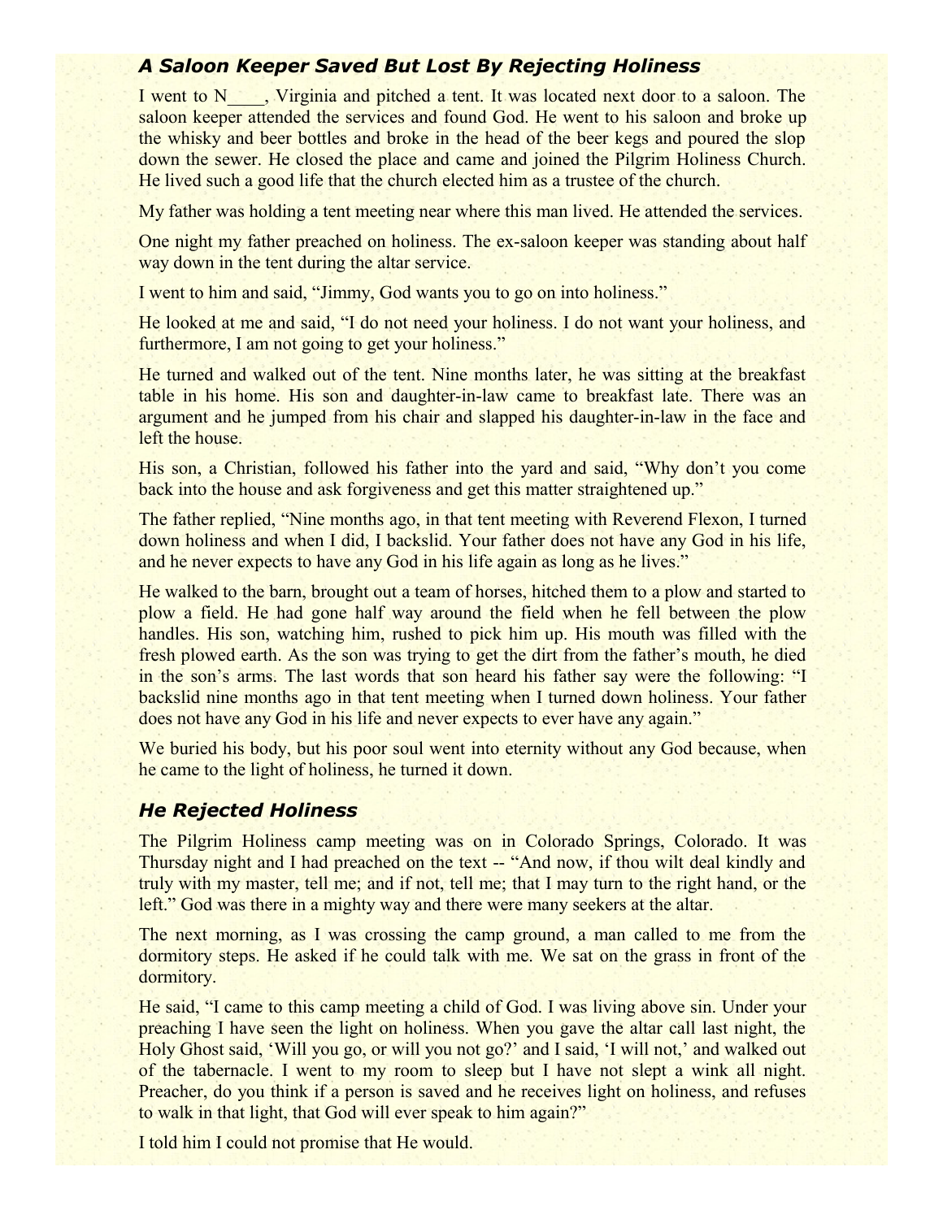### *A Saloon Keeper Saved But Lost By Rejecting Holiness*

I went to N____, Virginia and pitched a tent. It was located next door to a saloon. The saloon keeper attended the services and found God. He went to his saloon and broke up the whisky and beer bottles and broke in the head of the beer kegs and poured the slop down the sewer. He closed the place and came and joined the Pilgrim Holiness Church. He lived such a good life that the church elected him as a trustee of the church.

My father was holding a tent meeting near where this man lived. He attended the services.

One night my father preached on holiness. The ex-saloon keeper was standing about half way down in the tent during the altar service.

I went to him and said, "Jimmy, God wants you to go on into holiness."

He looked at me and said, "I do not need your holiness. I do not want your holiness, and furthermore, I am not going to get your holiness."

He turned and walked out of the tent. Nine months later, he was sitting at the breakfast table in his home. His son and daughter-in-law came to breakfast late. There was an argument and he jumped from his chair and slapped his daughter-in-law in the face and left the house.

His son, a Christian, followed his father into the yard and said, "Why don't you come back into the house and ask forgiveness and get this matter straightened up."

The father replied, "Nine months ago, in that tent meeting with Reverend Flexon, I turned down holiness and when I did, I backslid. Your father does not have any God in his life, and he never expects to have any God in his life again as long as he lives."

He walked to the barn, brought out a team of horses, hitched them to a plow and started to plow a field. He had gone half way around the field when he fell between the plow handles. His son, watching him, rushed to pick him up. His mouth was filled with the fresh plowed earth. As the son was trying to get the dirt from the father's mouth, he died in the son's arms. The last words that son heard his father say were the following: "I backslid nine months ago in that tent meeting when I turned down holiness. Your father does not have any God in his life and never expects to ever have any again."

We buried his body, but his poor soul went into eternity without any God because, when he came to the light of holiness, he turned it down.

### *He Rejected Holiness*

The Pilgrim Holiness camp meeting was on in Colorado Springs, Colorado. It was Thursday night and I had preached on the text -- "And now, if thou wilt deal kindly and truly with my master, tell me; and if not, tell me; that I may turn to the right hand, or the left." God was there in a mighty way and there were many seekers at the altar.

The next morning, as I was crossing the camp ground, a man called to me from the dormitory steps. He asked if he could talk with me. We sat on the grass in front of the dormitory.

He said, "I came to this camp meeting a child of God. I was living above sin. Under your preaching I have seen the light on holiness. When you gave the altar call last night, the Holy Ghost said, 'Will you go, or will you not go?' and I said, 'I will not,' and walked out of the tabernacle. I went to my room to sleep but I have not slept a wink all night. Preacher, do you think if a person is saved and he receives light on holiness, and refuses to walk in that light, that God will ever speak to him again?"

I told him I could not promise that He would.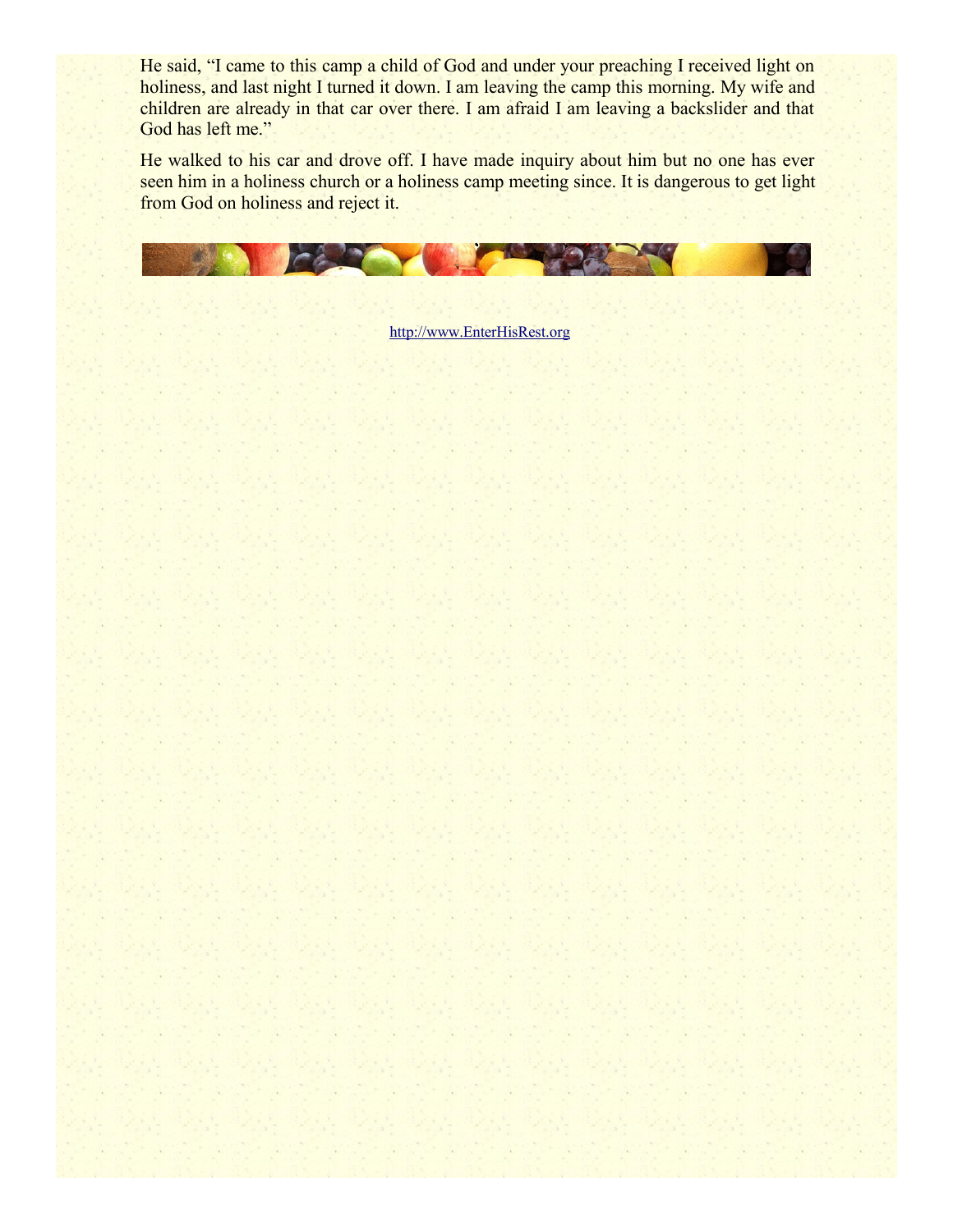He said, “I came to this camp a child of God and under your preaching I received light on holiness, and last night I turned it down. I am leaving the camp this morning. My wife and children are already in that car over there. I am afraid I am leaving a backslider and that God has left me.”

He walked to his car and drove off. I have made inquiry about him but no one has ever seen him in a holiness church or a holiness camp meeting since. It is dangerous to get light from God on holiness and reject it.

[http://www.EnterHisRest.org](http://www.EnterHisRest.org)